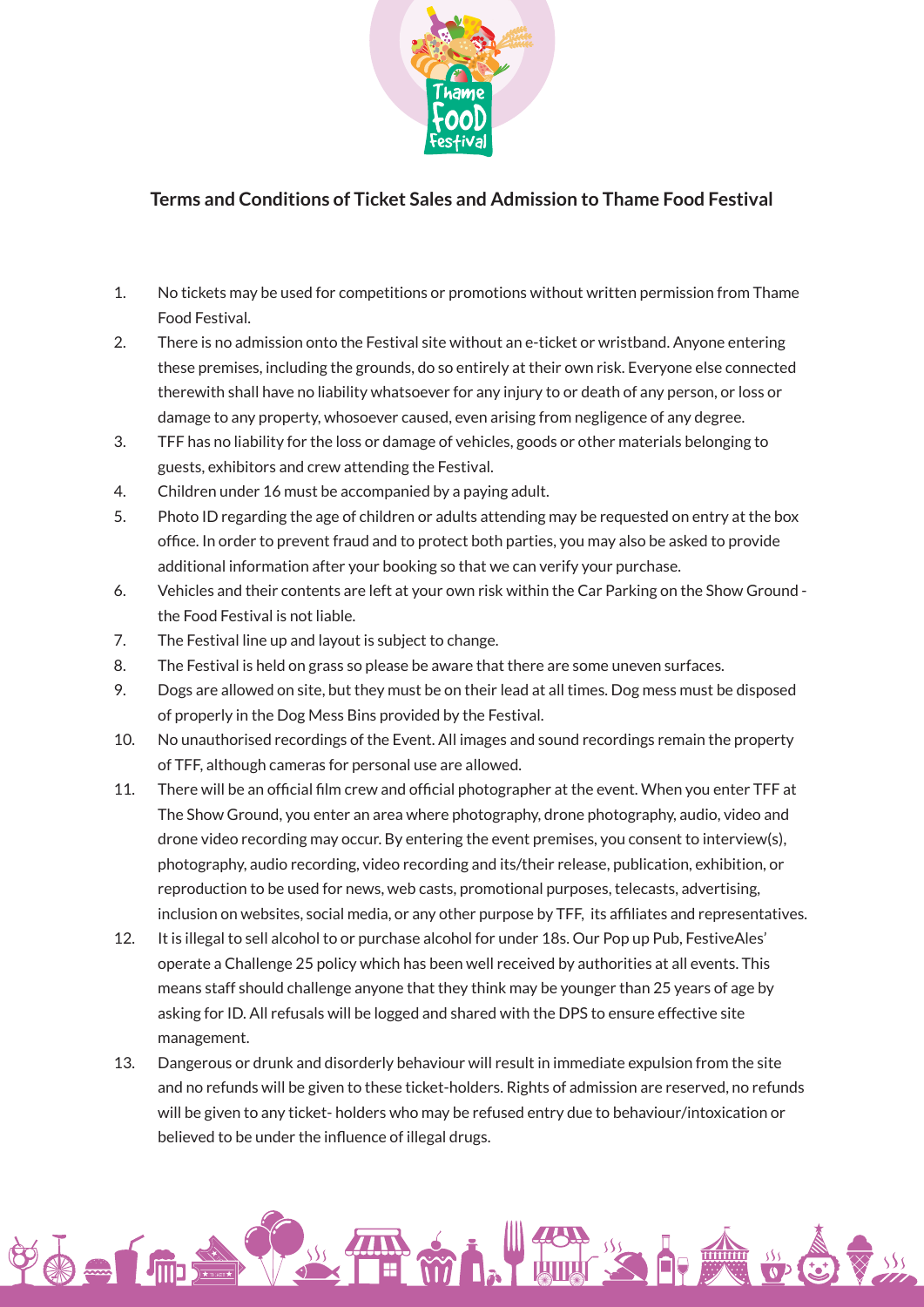## Terms and Conditions of Ticket Sales and Admission to Thame Food Festival

1. No tickets may be used for competitions or promotions without written permission from Thame Food Festival.
2. There is no admission onto the Festival site without an e-ticket or wristband. Anyone entering these premises, including the grounds, do so entirely at their own risk. Everyone else connected therewith shall have no liability whatsoever for any injury to or death of any person, or loss or damage to any property, whosoever caused, even arising from negligence of any degree.
3. TFF has no liability for the loss or damage of vehicles, goods or other materials belonging to guests, exhibitors and crew attending the Festival.
4. Children under 16 must be accompanied by a paying adult.
5. Photo ID regarding the age of children or adults attending may be requested on entry at the box office. In order to prevent fraud and to protect both parties, you may also be asked to provide additional information after your booking so that we can verify your purchase.
6. Vehicles and their contents are left at your own risk within the Car Parking on the Show Ground - the Food Festival is not liable.
7. The Festival line up and layout is subject to change.
8. The Festival is held on grass so please be aware that there are some uneven surfaces.
9. Dogs are allowed on site, but they must be on their lead at all times. Dog mess must be disposed of properly in the Dog Mess Bins provided by the Festival.
10. No unauthorised recordings of the Event. All images and sound recordings remain the property of TFF, although cameras for personal use are allowed.
11. There will be an official film crew and official photographer at the event. When you enter TFF at The Show Ground, you enter an area where photography, drone photography, audio, video and drone video recording may occur. By entering the event premises, you consent to interview(s), photography, audio recording, video recording and its/their release, publication, exhibition, or reproduction to be used for news, web casts, promotional purposes, telecasts, advertising, inclusion on websites, social media, or any other purpose by TFF, its affiliates and representatives.
12. It is illegal to sell alcohol to or purchase alcohol for under 18s. Our Pop up Pub, FestiveAles' operate a Challenge 25 policy which has been well received by authorities at all events. This means staff should challenge anyone that they think may be younger than 25 years of age by asking for ID. All refusals will be logged and shared with the DPS to ensure effective site management.
13. Dangerous or drunk and disorderly behaviour will result in immediate expulsion from the site and no refunds will be given to these ticket-holders. Rights of admission are reserved, no refunds will be given to any ticket- holders who may be refused entry due to behaviour/intoxication or believed to be under the influence of illegal drugs.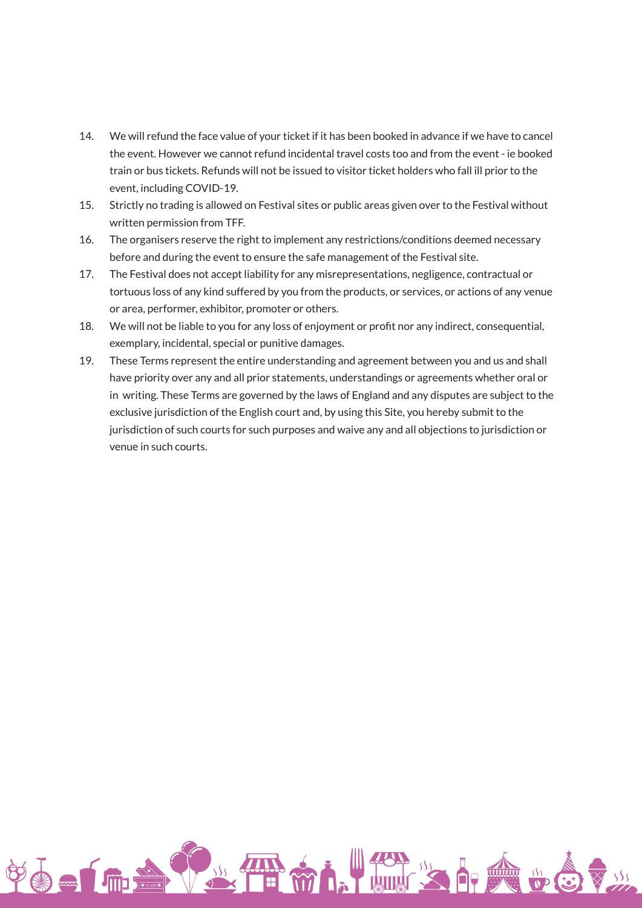14. We will refund the face value of your ticket if it has been booked in advance if we have to cancel the event. However we cannot refund incidental travel costs too and from the event - ie booked train or bus tickets. Refunds will not be issued to visitor ticket holders who fall ill prior to the event, including COVID-19.
15. Strictly no trading is allowed on Festival sites or public areas given over to the Festival without written permission from TFF.
16. The organisers reserve the right to implement any restrictions/conditions deemed necessary before and during the event to ensure the safe management of the Festival site.
17. The Festival does not accept liability for any misrepresentations, negligence, contractual or tortuous loss of any kind suffered by you from the products, or services, or actions of any venue or area, performer, exhibitor, promoter or others.
18. We will not be liable to you for any loss of enjoyment or profit nor any indirect, consequential, exemplary, incidental, special or punitive damages.
19. These Terms represent the entire understanding and agreement between you and us and shall have priority over any and all prior statements, understandings or agreements whether oral or in writing. These Terms are governed by the laws of England and any disputes are subject to the exclusive jurisdiction of the English court and, by using this Site, you hereby submit to the jurisdiction of such courts for such purposes and waive any and all objections to jurisdiction or venue in such courts.